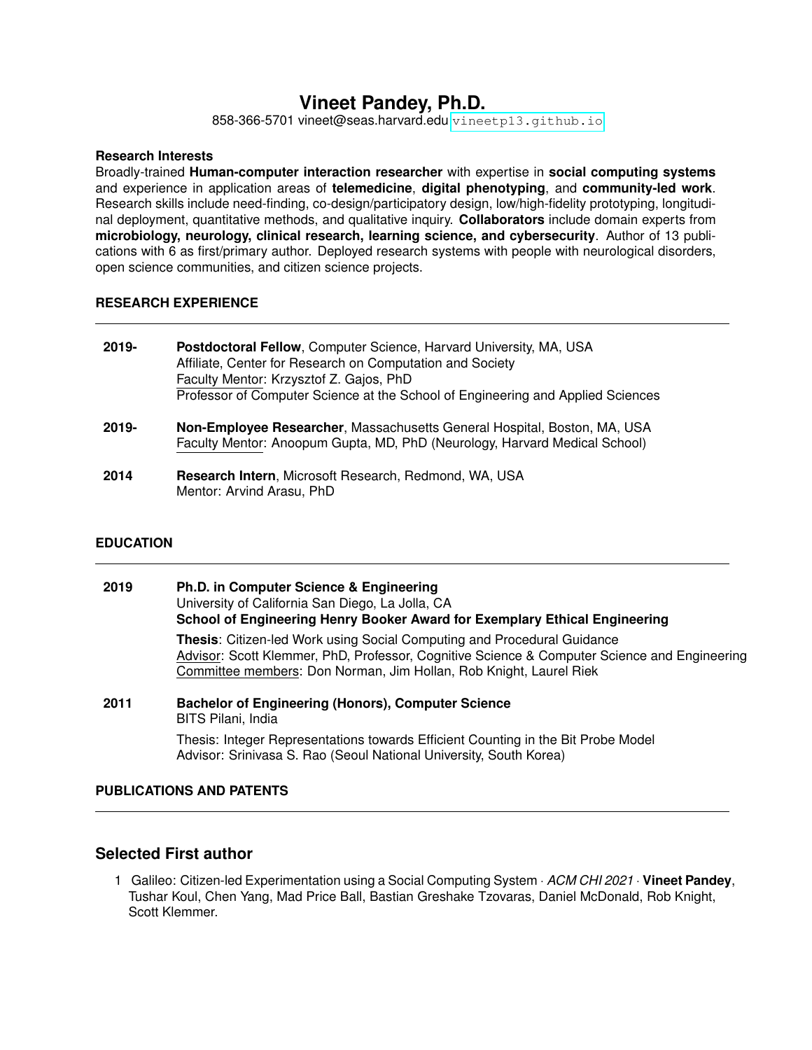# Vineet Pandey, Ph.D.

858-366-5701 vineet@seas.harvard.edu vineetp13.github.io

### Research Interests

Broadly-trained **Human-computer interaction researcher** with expertise in **social computing systems** and experience in application areas of **telemedicine**, **digital phenotyping**, and **community-led work**. Research skills include need-finding, co-design/participatory design, low/high-fidelity prototyping, longitudinal deployment, quantitative methods, and qualitative inquiry. **Collaborators** include domain experts from **microbiology, neurology, clinical research, learning science, and cybersecurity**. Author of 13 publications with 6 as first/primary author. Deployed research systems with people with neurological disorders, open science communities, and citizen science projects.

### RESEARCH EXPERIENCE

**2019-** **Postdoctoral Fellow**, Computer Science, Harvard University, MA, USA
Affiliate, Center for Research on Computation and Society
Faculty Mentor: Krzysztof Z. Gajos, PhD
Professor of Computer Science at the School of Engineering and Applied Sciences

**2019-** **Non-Employee Researcher**, Massachusetts General Hospital, Boston, MA, USA
Faculty Mentor: Anoopum Gupta, MD, PhD (Neurology, Harvard Medical School)

**2014** **Research Intern**, Microsoft Research, Redmond, WA, USA
Mentor: Arvind Arasu, PhD

### EDUCATION

**2019** **Ph.D. in Computer Science & Engineering**
University of California San Diego, La Jolla, CA
**School of Engineering Henry Booker Award for Exemplary Ethical Engineering**

**Thesis**: Citizen-led Work using Social Computing and Procedural Guidance
Advisor: Scott Klemmer, PhD, Professor, Cognitive Science & Computer Science and Engineering
Committee members: Don Norman, Jim Hollan, Rob Knight, Laurel Riek

**2011** **Bachelor of Engineering (Honors), Computer Science**
BITS Pilani, India

Thesis: Integer Representations towards Efficient Counting in the Bit Probe Model
Advisor: Srinivasa S. Rao (Seoul National University, South Korea)

### PUBLICATIONS AND PATENTS

## Selected First author

1 Galileo: Citizen-led Experimentation using a Social Computing System · *ACM CHI 2021* · **Vineet Pandey**, Tushar Koul, Chen Yang, Mad Price Ball, Bastian Greshake Tzovaras, Daniel McDonald, Rob Knight, Scott Klemmer.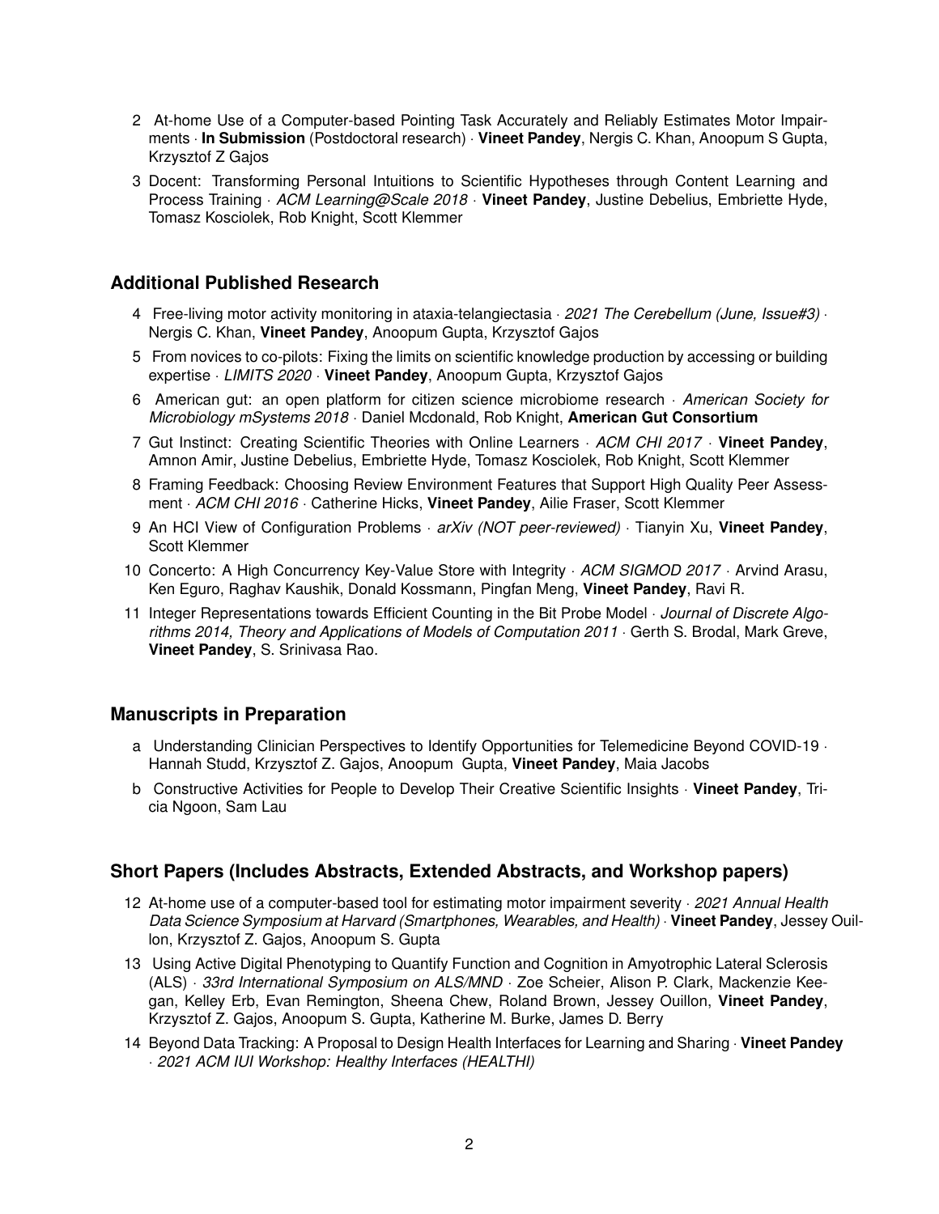2 At-home Use of a Computer-based Pointing Task Accurately and Reliably Estimates Motor Impairments · **In Submission** (Postdoctoral research) · **Vineet Pandey**, Nergis C. Khan, Anoopum S Gupta, Krzysztof Z Gajos

3 Docent: Transforming Personal Intuitions to Scientific Hypotheses through Content Learning and Process Training · *ACM Learning@Scale 2018* · **Vineet Pandey**, Justine Debelius, Embriette Hyde, Tomasz Kosciolek, Rob Knight, Scott Klemmer

## Additional Published Research

4 Free-living motor activity monitoring in ataxia-telangiectasia · *2021 The Cerebellum (June, Issue#3)* · Nergis C. Khan, **Vineet Pandey**, Anoopum Gupta, Krzysztof Gajos

5 From novices to co-pilots: Fixing the limits on scientific knowledge production by accessing or building expertise · *LIMITS 2020* · **Vineet Pandey**, Anoopum Gupta, Krzysztof Gajos

6 American gut: an open platform for citizen science microbiome research · *American Society for Microbiology mSystems 2018* · Daniel Mcdonald, Rob Knight, **American Gut Consortium**

7 Gut Instinct: Creating Scientific Theories with Online Learners · *ACM CHI 2017* · **Vineet Pandey**, Amnon Amir, Justine Debelius, Embriette Hyde, Tomasz Kosciolek, Rob Knight, Scott Klemmer

8 Framing Feedback: Choosing Review Environment Features that Support High Quality Peer Assessment · *ACM CHI 2016* · Catherine Hicks, **Vineet Pandey**, Ailie Fraser, Scott Klemmer

9 An HCI View of Configuration Problems · *arXiv (NOT peer-reviewed)* · Tianyin Xu, **Vineet Pandey**, Scott Klemmer

10 Concerto: A High Concurrency Key-Value Store with Integrity · *ACM SIGMOD 2017* · Arvind Arasu, Ken Eguro, Raghav Kaushik, Donald Kossmann, Pingfan Meng, **Vineet Pandey**, Ravi R.

11 Integer Representations towards Efficient Counting in the Bit Probe Model · *Journal of Discrete Algorithms 2014, Theory and Applications of Models of Computation 2011* · Gerth S. Brodal, Mark Greve, **Vineet Pandey**, S. Srinivasa Rao.

## Manuscripts in Preparation

a Understanding Clinician Perspectives to Identify Opportunities for Telemedicine Beyond COVID-19 · Hannah Studd, Krzysztof Z. Gajos, Anoopum Gupta, **Vineet Pandey**, Maia Jacobs

b Constructive Activities for People to Develop Their Creative Scientific Insights · **Vineet Pandey**, Tricia Ngoon, Sam Lau

## Short Papers (Includes Abstracts, Extended Abstracts, and Workshop papers)

12 At-home use of a computer-based tool for estimating motor impairment severity · *2021 Annual Health Data Science Symposium at Harvard (Smartphones, Wearables, and Health)* · **Vineet Pandey**, Jessey Ouillon, Krzysztof Z. Gajos, Anoopum S. Gupta

13 Using Active Digital Phenotyping to Quantify Function and Cognition in Amyotrophic Lateral Sclerosis (ALS) · *33rd International Symposium on ALS/MND* · Zoe Scheier, Alison P. Clark, Mackenzie Keegan, Kelley Erb, Evan Remington, Sheena Chew, Roland Brown, Jessey Ouillon, **Vineet Pandey**, Krzysztof Z. Gajos, Anoopum S. Gupta, Katherine M. Burke, James D. Berry

14 Beyond Data Tracking: A Proposal to Design Health Interfaces for Learning and Sharing · **Vineet Pandey** · *2021 ACM IUI Workshop: Healthy Interfaces (HEALTHI)*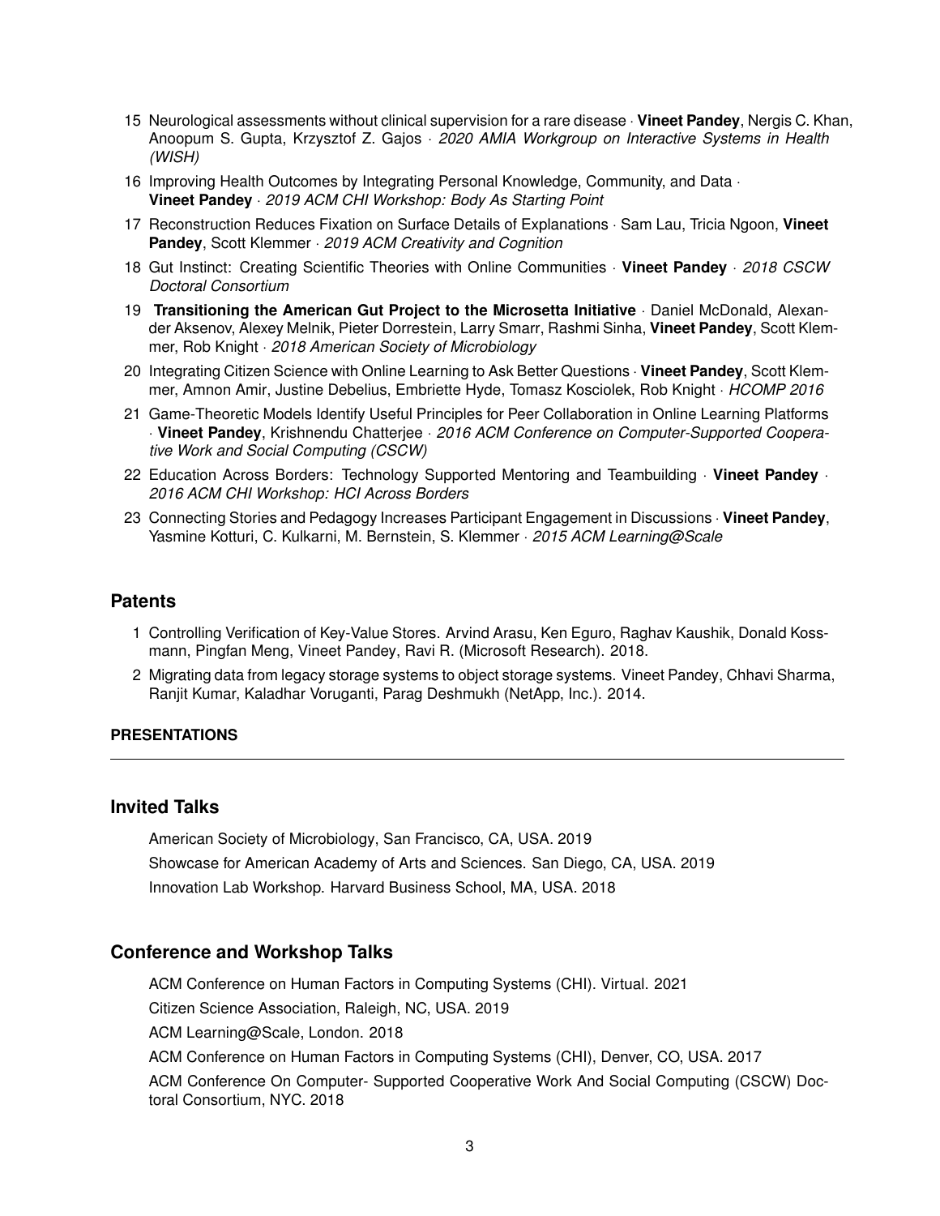15. Neurological assessments without clinical supervision for a rare disease · **Vineet Pandey**, Nergis C. Khan, Anoopum S. Gupta, Krzysztof Z. Gajos · *2020 AMIA Workgroup on Interactive Systems in Health (WISH)*
16. Improving Health Outcomes by Integrating Personal Knowledge, Community, and Data · **Vineet Pandey** · *2019 ACM CHI Workshop: Body As Starting Point*
17. Reconstruction Reduces Fixation on Surface Details of Explanations · Sam Lau, Tricia Ngoon, **Vineet Pandey**, Scott Klemmer · *2019 ACM Creativity and Cognition*
18. Gut Instinct: Creating Scientific Theories with Online Communities · **Vineet Pandey** · *2018 CSCW Doctoral Consortium*
19. **Transitioning the American Gut Project to the Microsetta Initiative** · Daniel McDonald, Alexander Aksenov, Alexey Melnik, Pieter Dorrestein, Larry Smarr, Rashmi Sinha, **Vineet Pandey**, Scott Klemmer, Rob Knight · *2018 American Society of Microbiology*
20. Integrating Citizen Science with Online Learning to Ask Better Questions · **Vineet Pandey**, Scott Klemmer, Amnon Amir, Justine Debelius, Embriette Hyde, Tomasz Kosciolek, Rob Knight · *HCOMP 2016*
21. Game-Theoretic Models Identify Useful Principles for Peer Collaboration in Online Learning Platforms · **Vineet Pandey**, Krishnendu Chatterjee · *2016 ACM Conference on Computer-Supported Cooperative Work and Social Computing (CSCW)*
22. Education Across Borders: Technology Supported Mentoring and Teambuilding · **Vineet Pandey** · *2016 ACM CHI Workshop: HCI Across Borders*
23. Connecting Stories and Pedagogy Increases Participant Engagement in Discussions · **Vineet Pandey**, Yasmine Kotturi, C. Kulkarni, M. Bernstein, S. Klemmer · *2015 ACM Learning@Scale*

## Patents

1. Controlling Verification of Key-Value Stores. Arvind Arasu, Ken Eguro, Raghav Kaushik, Donald Kossmann, Pingfan Meng, Vineet Pandey, Ravi R. (Microsoft Research). 2018.
2. Migrating data from legacy storage systems to object storage systems. Vineet Pandey, Chhavi Sharma, Ranjit Kumar, Kaladhar Voruganti, Parag Deshmukh (NetApp, Inc.). 2014.

# PRESENTATIONS

## Invited Talks

American Society of Microbiology, San Francisco, CA, USA. 2019

Showcase for American Academy of Arts and Sciences. San Diego, CA, USA. 2019

Innovation Lab Workshop. Harvard Business School, MA, USA. 2018

## Conference and Workshop Talks

ACM Conference on Human Factors in Computing Systems (CHI). Virtual. 2021

Citizen Science Association, Raleigh, NC, USA. 2019

ACM Learning@Scale, London. 2018

ACM Conference on Human Factors in Computing Systems (CHI), Denver, CO, USA. 2017

ACM Conference On Computer- Supported Cooperative Work And Social Computing (CSCW) Doctoral Consortium, NYC. 2018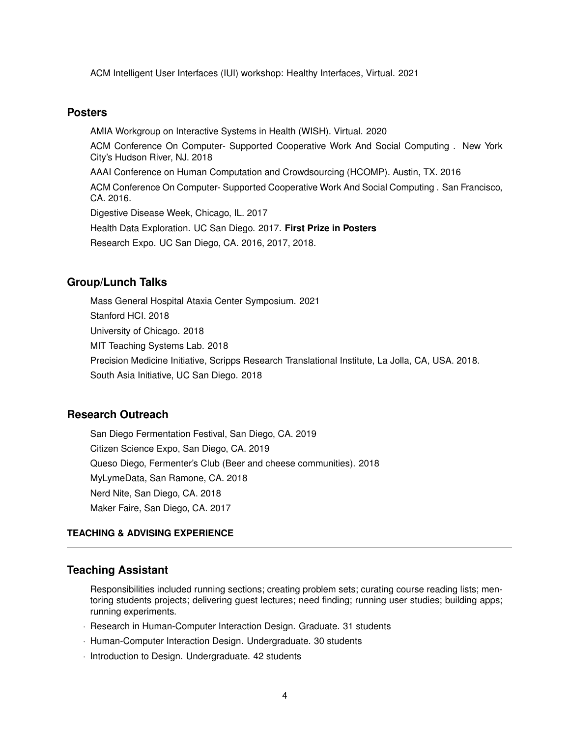ACM Intelligent User Interfaces (IUI) workshop: Healthy Interfaces, Virtual. 2021

## Posters

AMIA Workgroup on Interactive Systems in Health (WISH). Virtual. 2020

ACM Conference On Computer- Supported Cooperative Work And Social Computing . New York City's Hudson River, NJ. 2018

AAAI Conference on Human Computation and Crowdsourcing (HCOMP). Austin, TX. 2016

ACM Conference On Computer- Supported Cooperative Work And Social Computing . San Francisco, CA. 2016.

Digestive Disease Week, Chicago, IL. 2017

Health Data Exploration. UC San Diego. 2017. **First Prize in Posters**

Research Expo. UC San Diego, CA. 2016, 2017, 2018.

## Group/Lunch Talks

Mass General Hospital Ataxia Center Symposium. 2021

Stanford HCI. 2018

University of Chicago. 2018

MIT Teaching Systems Lab. 2018

Precision Medicine Initiative, Scripps Research Translational Institute, La Jolla, CA, USA. 2018.

South Asia Initiative, UC San Diego. 2018

## Research Outreach

San Diego Fermentation Festival, San Diego, CA. 2019

Citizen Science Expo, San Diego, CA. 2019

Queso Diego, Fermenter's Club (Beer and cheese communities). 2018

MyLymeData, San Ramone, CA. 2018

Nerd Nite, San Diego, CA. 2018

Maker Faire, San Diego, CA. 2017

# TEACHING & ADVISING EXPERIENCE

## Teaching Assistant

Responsibilities included running sections; creating problem sets; curating course reading lists; mentoring students projects; delivering guest lectures; need finding; running user studies; building apps; running experiments.

- Research in Human-Computer Interaction Design. Graduate. 31 students
- Human-Computer Interaction Design. Undergraduate. 30 students
- Introduction to Design. Undergraduate. 42 students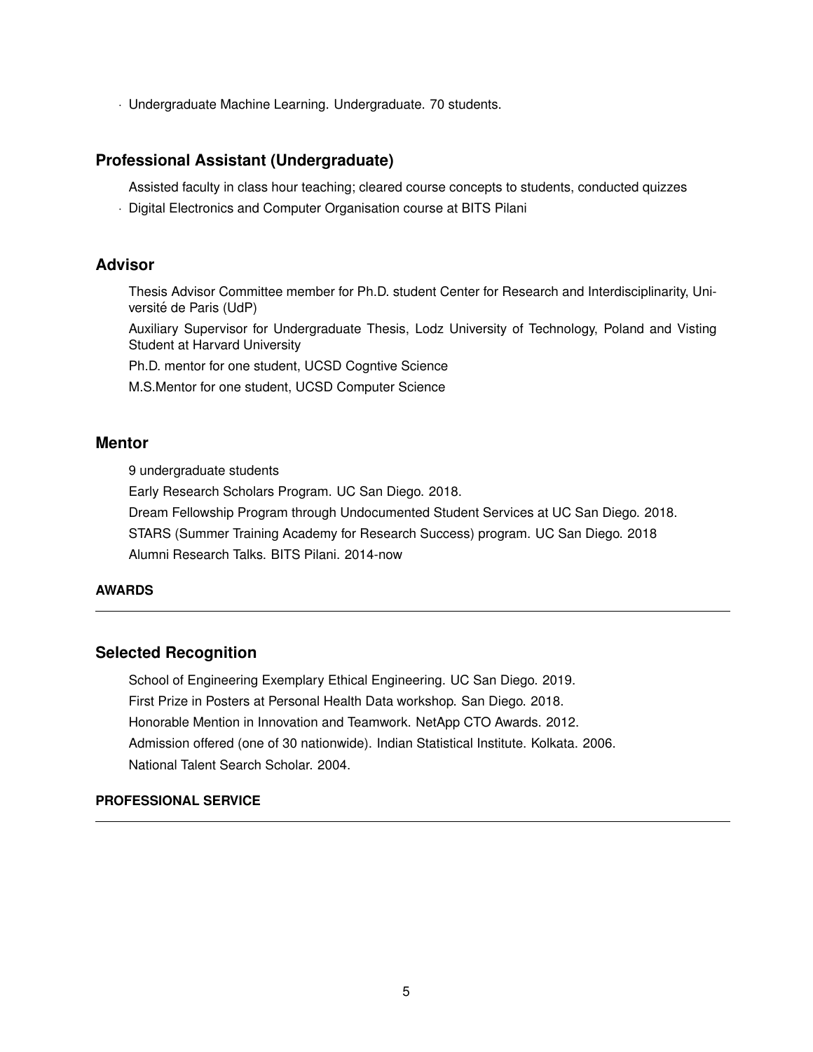- Undergraduate Machine Learning. Undergraduate. 70 students.

### Professional Assistant (Undergraduate)

Assisted faculty in class hour teaching; cleared course concepts to students, conducted quizzes

- Digital Electronics and Computer Organisation course at BITS Pilani

### Advisor

Thesis Advisor Committee member for Ph.D. student Center for Research and Interdisciplinarity, Université de Paris (UdP)

Auxiliary Supervisor for Undergraduate Thesis, Lodz University of Technology, Poland and Visting Student at Harvard University

Ph.D. mentor for one student, UCSD Cogntive Science

M.S.Mentor for one student, UCSD Computer Science

### Mentor

9 undergraduate students

Early Research Scholars Program. UC San Diego. 2018.

Dream Fellowship Program through Undocumented Student Services at UC San Diego. 2018.

STARS (Summer Training Academy for Research Success) program. UC San Diego. 2018

Alumni Research Talks. BITS Pilani. 2014-now

## AWARDS

### Selected Recognition

School of Engineering Exemplary Ethical Engineering. UC San Diego. 2019.

First Prize in Posters at Personal Health Data workshop. San Diego. 2018.

Honorable Mention in Innovation and Teamwork. NetApp CTO Awards. 2012.

Admission offered (one of 30 nationwide). Indian Statistical Institute. Kolkata. 2006.

National Talent Search Scholar. 2004.

## PROFESSIONAL SERVICE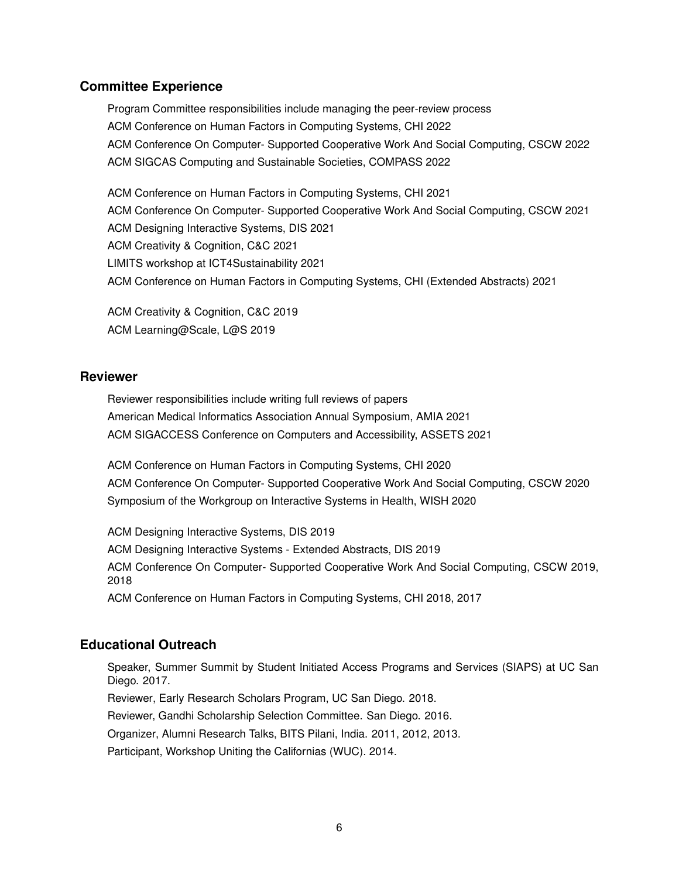## Committee Experience

Program Committee responsibilities include managing the peer-review process

ACM Conference on Human Factors in Computing Systems, CHI 2022

ACM Conference On Computer- Supported Cooperative Work And Social Computing, CSCW 2022

ACM SIGCAS Computing and Sustainable Societies, COMPASS 2022

ACM Conference on Human Factors in Computing Systems, CHI 2021

ACM Conference On Computer- Supported Cooperative Work And Social Computing, CSCW 2021

ACM Designing Interactive Systems, DIS 2021

ACM Creativity & Cognition, C&C 2021

LIMITS workshop at ICT4Sustainability 2021

ACM Conference on Human Factors in Computing Systems, CHI (Extended Abstracts) 2021

ACM Creativity & Cognition, C&C 2019

ACM Learning@Scale, L@S 2019

## Reviewer

Reviewer responsibilities include writing full reviews of papers

American Medical Informatics Association Annual Symposium, AMIA 2021

ACM SIGACCESS Conference on Computers and Accessibility, ASSETS 2021

ACM Conference on Human Factors in Computing Systems, CHI 2020

ACM Conference On Computer- Supported Cooperative Work And Social Computing, CSCW 2020

Symposium of the Workgroup on Interactive Systems in Health, WISH 2020

ACM Designing Interactive Systems, DIS 2019

ACM Designing Interactive Systems - Extended Abstracts, DIS 2019

ACM Conference On Computer- Supported Cooperative Work And Social Computing, CSCW 2019, 2018

ACM Conference on Human Factors in Computing Systems, CHI 2018, 2017

## Educational Outreach

Speaker, Summer Summit by Student Initiated Access Programs and Services (SIAPS) at UC San Diego. 2017.

Reviewer, Early Research Scholars Program, UC San Diego. 2018.

Reviewer, Gandhi Scholarship Selection Committee. San Diego. 2016.

Organizer, Alumni Research Talks, BITS Pilani, India. 2011, 2012, 2013.

Participant, Workshop Uniting the Californias (WUC). 2014.